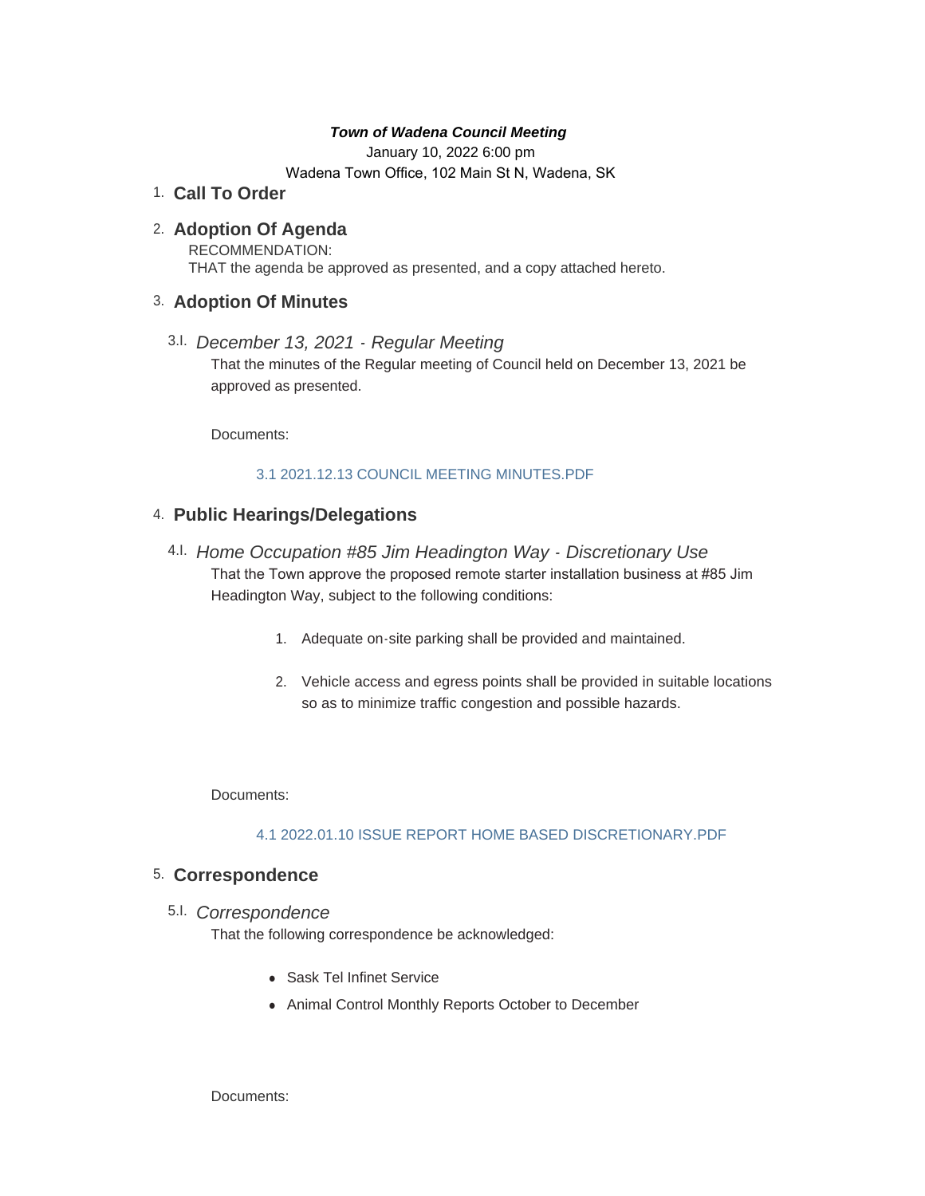***Town of Wadena Council Meeting***

January 10, 2022 6:00 pm

Wadena Town Office, 102 Main St N, Wadena, SK

## 1. Call To Order

## 2. Adoption Of Agenda

RECOMMENDATION:
THAT the agenda be approved as presented, and a copy attached hereto.

## 3. Adoption Of Minutes

### 3.I. *December 13, 2021 - Regular Meeting*

That the minutes of the Regular meeting of Council held on December 13, 2021 be approved as presented.

Documents:

3.1 2021.12.13 COUNCIL MEETING MINUTES.PDF

## 4. Public Hearings/Delegations

### 4.I. *Home Occupation #85 Jim Headington Way - Discretionary Use*

That the Town approve the proposed remote starter installation business at #85 Jim Headington Way, subject to the following conditions:

1. Adequate on-site parking shall be provided and maintained.
2. Vehicle access and egress points shall be provided in suitable locations so as to minimize traffic congestion and possible hazards.

Documents:

4.1 2022.01.10 ISSUE REPORT HOME BASED DISCRETIONARY.PDF

## 5. Correspondence

### 5.I. *Correspondence*

That the following correspondence be acknowledged:

- Sask Tel Infinet Service
- Animal Control Monthly Reports October to December

Documents: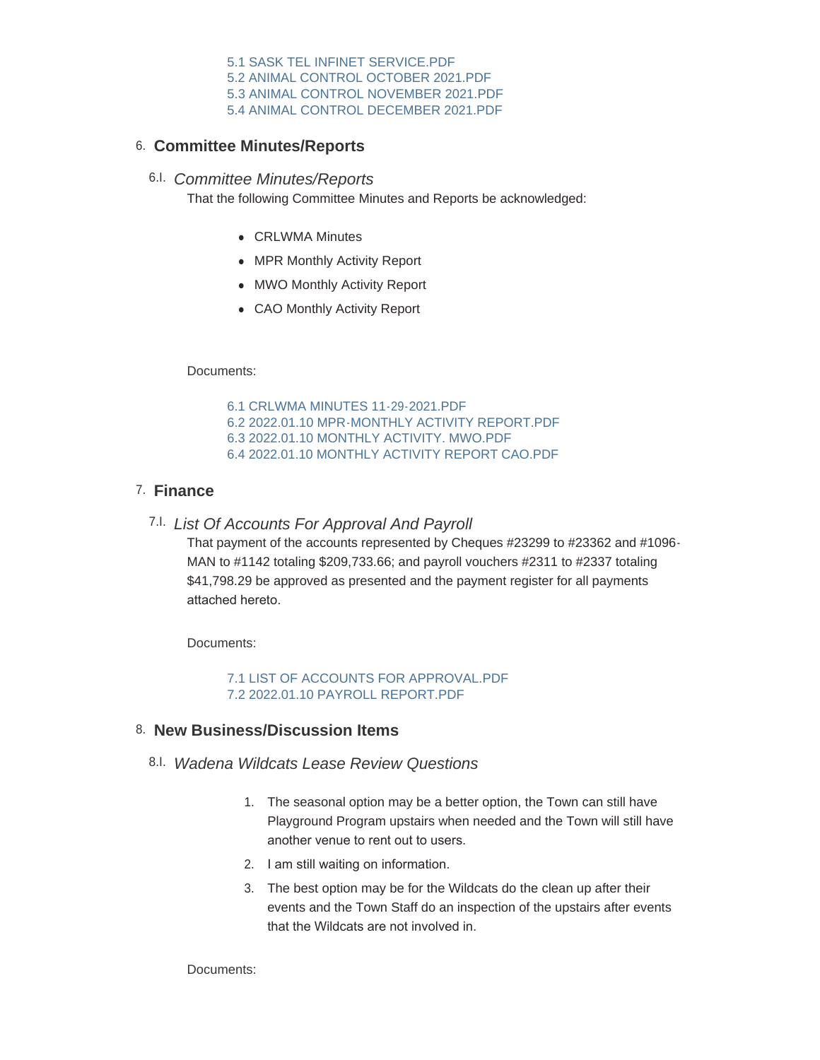5.1 SASK TEL INFINET SERVICE.PDF
5.2 ANIMAL CONTROL OCTOBER 2021.PDF
5.3 ANIMAL CONTROL NOVEMBER 2021.PDF
5.4 ANIMAL CONTROL DECEMBER 2021.PDF

## 6. Committee Minutes/Reports

### 6.I. *Committee Minutes/Reports*

That the following Committee Minutes and Reports be acknowledged:

- CRLWMA Minutes
- MPR Monthly Activity Report
- MWO Monthly Activity Report
- CAO Monthly Activity Report

Documents:

6.1 CRLWMA MINUTES 11-29-2021.PDF
6.2 2022.01.10 MPR-MONTHLY ACTIVITY REPORT.PDF
6.3 2022.01.10 MONTHLY ACTIVITY. MWO.PDF
6.4 2022.01.10 MONTHLY ACTIVITY REPORT CAO.PDF

## 7. Finance

### 7.I. *List Of Accounts For Approval And Payroll*

That payment of the accounts represented by Cheques #23299 to #23362 and #1096-MAN to #1142 totaling $209,733.66; and payroll vouchers #2311 to #2337 totaling $41,798.29 be approved as presented and the payment register for all payments attached hereto.

Documents:

7.1 LIST OF ACCOUNTS FOR APPROVAL.PDF
7.2 2022.01.10 PAYROLL REPORT.PDF

## 8. New Business/Discussion Items

### 8.I. *Wadena Wildcats Lease Review Questions*

1. The seasonal option may be a better option, the Town can still have Playground Program upstairs when needed and the Town will still have another venue to rent out to users.
2. I am still waiting on information.
3. The best option may be for the Wildcats do the clean up after their events and the Town Staff do an inspection of the upstairs after events that the Wildcats are not involved in.

Documents: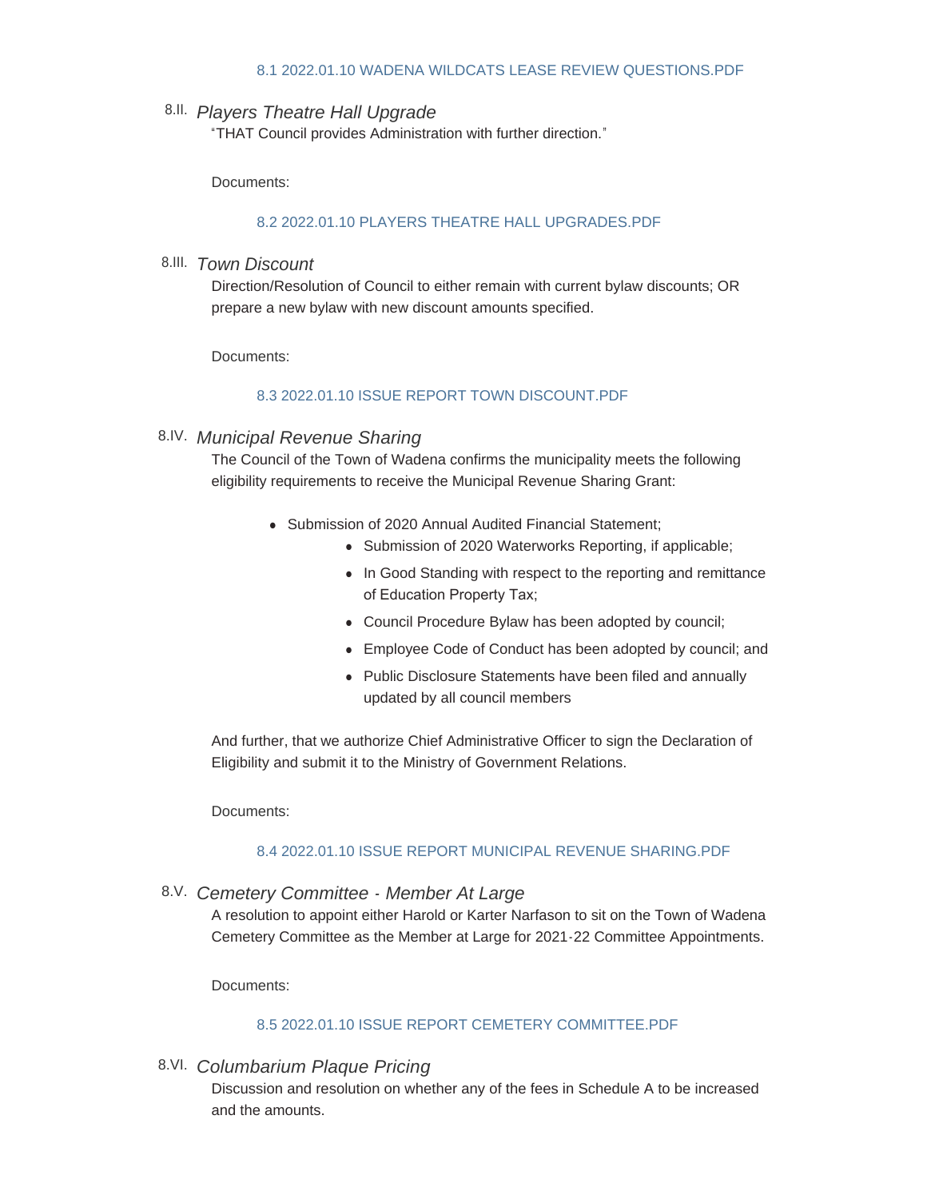8.1 2022.01.10 WADENA WILDCATS LEASE REVIEW QUESTIONS.PDF

### 8.II. *Players Theatre Hall Upgrade*

"THAT Council provides Administration with further direction."

Documents:

8.2 2022.01.10 PLAYERS THEATRE HALL UPGRADES.PDF

### 8.III. *Town Discount*

Direction/Resolution of Council to either remain with current bylaw discounts; OR prepare a new bylaw with new discount amounts specified.

Documents:

8.3 2022.01.10 ISSUE REPORT TOWN DISCOUNT.PDF

### 8.IV. *Municipal Revenue Sharing*

The Council of the Town of Wadena confirms the municipality meets the following eligibility requirements to receive the Municipal Revenue Sharing Grant:

- Submission of 2020 Annual Audited Financial Statement;
  - Submission of 2020 Waterworks Reporting, if applicable;
  - In Good Standing with respect to the reporting and remittance of Education Property Tax;
  - Council Procedure Bylaw has been adopted by council;
  - Employee Code of Conduct has been adopted by council; and
  - Public Disclosure Statements have been filed and annually updated by all council members

And further, that we authorize Chief Administrative Officer to sign the Declaration of Eligibility and submit it to the Ministry of Government Relations.

Documents:

8.4 2022.01.10 ISSUE REPORT MUNICIPAL REVENUE SHARING.PDF

### 8.V. *Cemetery Committee - Member At Large*

A resolution to appoint either Harold or Karter Narfason to sit on the Town of Wadena Cemetery Committee as the Member at Large for 2021-22 Committee Appointments.

Documents:

8.5 2022.01.10 ISSUE REPORT CEMETERY COMMITTEE.PDF

### 8.VI. *Columbarium Plaque Pricing*

Discussion and resolution on whether any of the fees in Schedule A to be increased and the amounts.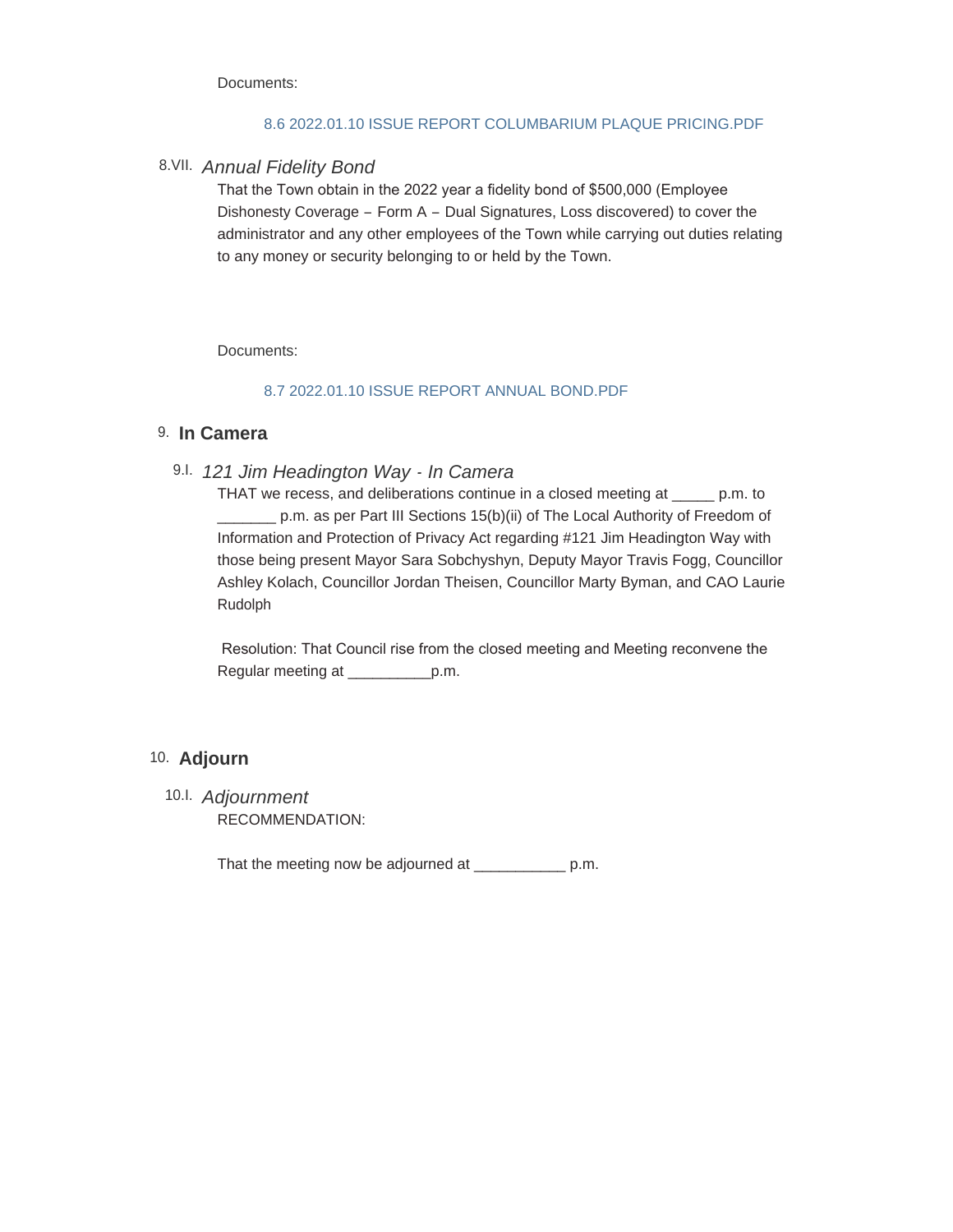Documents:

8.6 2022.01.10 ISSUE REPORT COLUMBARIUM PLAQUE PRICING.PDF

### 8.VII. *Annual Fidelity Bond*

That the Town obtain in the 2022 year a fidelity bond of $500,000 (Employee Dishonesty Coverage – Form A – Dual Signatures, Loss discovered) to cover the administrator and any other employees of the Town while carrying out duties relating to any money or security belonging to or held by the Town.

Documents:

8.7 2022.01.10 ISSUE REPORT ANNUAL BOND.PDF

## 9. **In Camera**

### 9.I. *121 Jim Headington Way - In Camera*

THAT we recess, and deliberations continue in a closed meeting at _____ p.m. to _______ p.m. as per Part III Sections 15(b)(ii) of The Local Authority of Freedom of Information and Protection of Privacy Act regarding #121 Jim Headington Way with those being present Mayor Sara Sobchyshyn, Deputy Mayor Travis Fogg, Councillor Ashley Kolach, Councillor Jordan Theisen, Councillor Marty Byman, and CAO Laurie Rudolph

Resolution: That Council rise from the closed meeting and Meeting reconvene the Regular meeting at __________p.m.

## 10. **Adjourn**

### 10.I. *Adjournment*

RECOMMENDATION:

That the meeting now be adjourned at ___________ p.m.